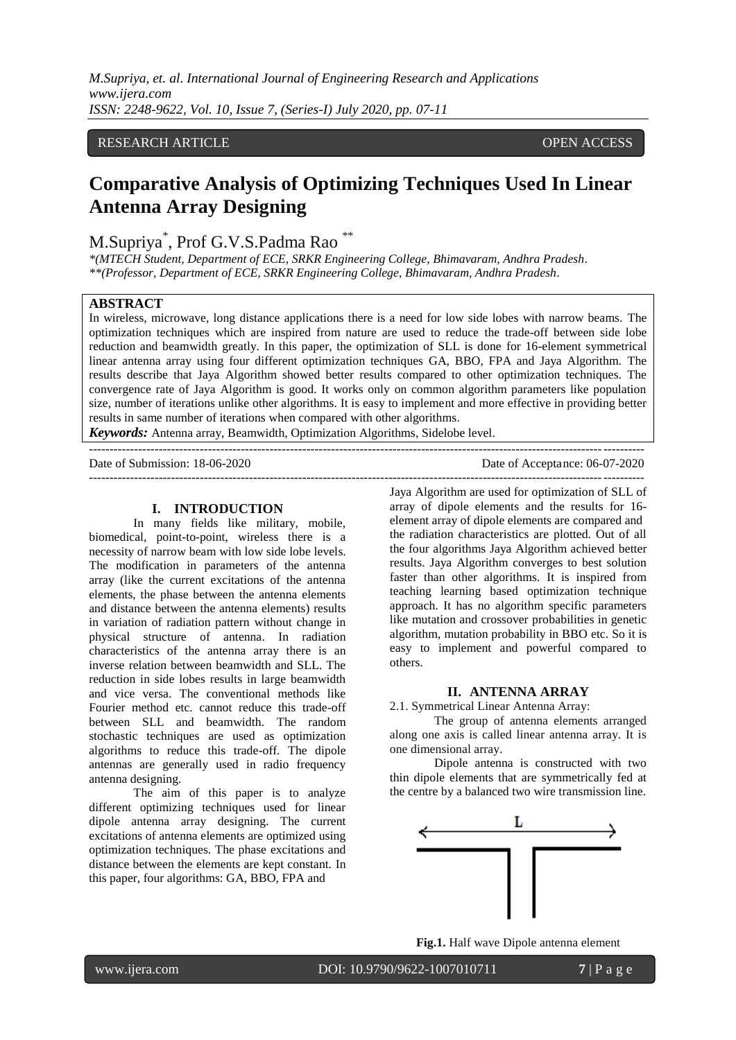RESEARCH ARTICLE OPEN ACCESS

# Comparative Analysis of Optimizing Techniques Used In Linear Antenna Array Designing

M.Supriya[*], Prof G.V.S.Padma Rao[**]

*(MTECH Student, Department of ECE, SRKR Engineering College, Bhimavaram, Andhra Pradesh.*
*(Professor, Department of ECE, SRKR Engineering College, Bhimavaram, Andhra Pradesh.*

## ABSTRACT

In wireless, microwave, long distance applications there is a need for low side lobes with narrow beams. The optimization techniques which are inspired from nature are used to reduce the trade-off between side lobe reduction and beamwidth greatly. In this paper, the optimization of SLL is done for 16-element symmetrical linear antenna array using four different optimization techniques GA, BBO, FPA and Jaya Algorithm. The results describe that Jaya Algorithm showed better results compared to other optimization techniques. The convergence rate of Jaya Algorithm is good. It works only on common algorithm parameters like population size, number of iterations unlike other algorithms. It is easy to implement and more effective in providing better results in same number of iterations when compared with other algorithms.

***Keywords:*** Antenna array, Beamwidth, Optimization Algorithms, Sidelobe level.

Date of Submission: 18-06-2020 Date of Acceptance: 06-07-2020

## I. INTRODUCTION

In many fields like military, mobile, biomedical, point-to-point, wireless there is a necessity of narrow beam with low side lobe levels. The modification in parameters of the antenna array (like the current excitations of the antenna elements, the phase between the antenna elements and distance between the antenna elements) results in variation of radiation pattern without change in physical structure of antenna. In radiation characteristics of the antenna array there is an inverse relation between beamwidth and SLL. The reduction in side lobes results in large beamwidth and vice versa. The conventional methods like Fourier method etc. cannot reduce this trade-off between SLL and beamwidth. The random stochastic techniques are used as optimization algorithms to reduce this trade-off. The dipole antennas are generally used in radio frequency antenna designing.

The aim of this paper is to analyze different optimizing techniques used for linear dipole antenna array designing. The current excitations of antenna elements are optimized using optimization techniques. The phase excitations and distance between the elements are kept constant. In this paper, four algorithms: GA, BBO, FPA and Jaya Algorithm are used for optimization of SLL of array of dipole elements and the results for 16-element array of dipole elements are compared and the radiation characteristics are plotted. Out of all the four algorithms Jaya Algorithm achieved better results. Jaya Algorithm converges to best solution faster than other algorithms. It is inspired from teaching learning based optimization technique approach. It has no algorithm specific parameters like mutation and crossover probabilities in genetic algorithm, mutation probability in BBO etc. So it is easy to implement and powerful compared to others.

## II. ANTENNA ARRAY

2.1. Symmetrical Linear Antenna Array:

The group of antenna elements arranged along one axis is called linear antenna array. It is one dimensional array.

Dipole antenna is constructed with two thin dipole elements that are symmetrically fed at the centre by a balanced two wire transmission line.

**Fig.1.** Half wave Dipole antenna element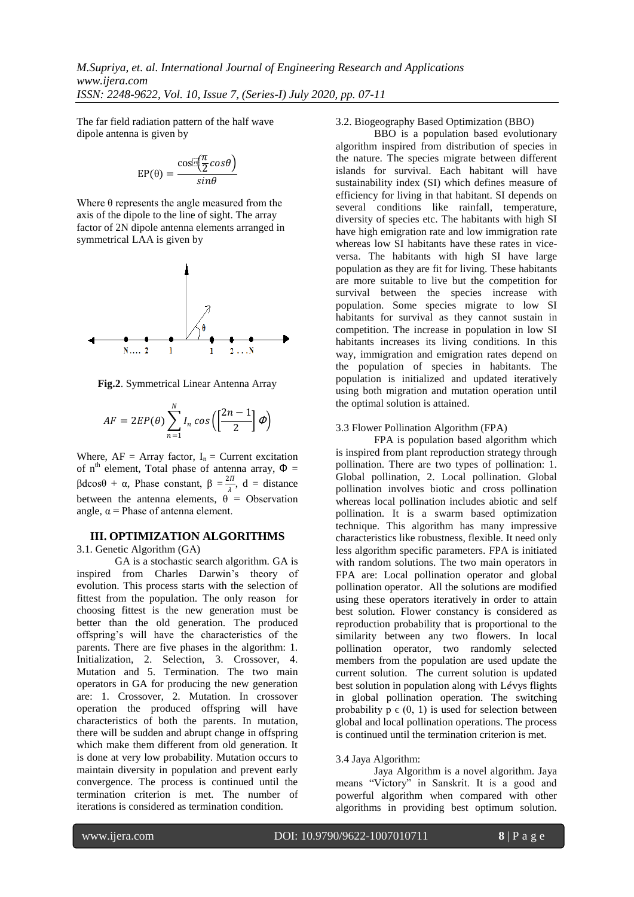The far field radiation pattern of the half wave dipole antenna is given by

$$EP(\theta) = \frac{\cos\left(\frac{\pi}{2}cos\theta\right)}{sin\theta}$$

Where θ represents the angle measured from the axis of the dipole to the line of sight. The array factor of 2N dipole antenna elements arranged in symmetrical LAA is given by

**Fig.2**. Symmetrical Linear Antenna Array

$$AF = 2EP(\theta)\sum_{n=1}^{N} I_n \cos\left(\left[\frac{2n-1}{2}\right]\Phi\right)$$

Where, AF = Array factor, $I_n$ = Current excitation of $n^{th}$ element, Total phase of antenna array, $\Phi = \beta d\cos\theta + \alpha$, Phase constant, $\beta = \frac{2\Pi}{\lambda}$, d = distance between the antenna elements, θ = Observation angle, α = Phase of antenna element.

## III. OPTIMIZATION ALGORITHMS

### 3.1. Genetic Algorithm (GA)

GA is a stochastic search algorithm. GA is inspired from Charles Darwin's theory of evolution. This process starts with the selection of fittest from the population. The only reason for choosing fittest is the new generation must be better than the old generation. The produced offspring's will have the characteristics of the parents. There are five phases in the algorithm: 1. Initialization, 2. Selection, 3. Crossover, 4. Mutation and 5. Termination. The two main operators in GA for producing the new generation are: 1. Crossover, 2. Mutation. In crossover operation the produced offspring will have characteristics of both the parents. In mutation, there will be sudden and abrupt change in offspring which make them different from old generation. It is done at very low probability. Mutation occurs to maintain diversity in population and prevent early convergence. The process is continued until the termination criterion is met. The number of iterations is considered as termination condition.

### 3.2. Biogeography Based Optimization (BBO)

BBO is a population based evolutionary algorithm inspired from distribution of species in the nature. The species migrate between different islands for survival. Each habitant will have sustainability index (SI) which defines measure of efficiency for living in that habitant. SI depends on several conditions like rainfall, temperature, diversity of species etc. The habitants with high SI have high emigration rate and low immigration rate whereas low SI habitants have these rates in vice-versa. The habitants with high SI have large population as they are fit for living. These habitants are more suitable to live but the competition for survival between the species increase with population. Some species migrate to low SI habitants for survival as they cannot sustain in competition. The increase in population in low SI habitants increases its living conditions. In this way, immigration and emigration rates depend on the population of species in habitants. The population is initialized and updated iteratively using both migration and mutation operation until the optimal solution is attained.

### 3.3 Flower Pollination Algorithm (FPA)

FPA is population based algorithm which is inspired from plant reproduction strategy through pollination. There are two types of pollination: 1. Global pollination, 2. Local pollination. Global pollination involves biotic and cross pollination whereas local pollination includes abiotic and self pollination. It is a swarm based optimization technique. This algorithm has many impressive characteristics like robustness, flexible. It need only less algorithm specific parameters. FPA is initiated with random solutions. The two main operators in FPA are: Local pollination operator and global pollination operator. All the solutions are modified using these operators iteratively in order to attain best solution. Flower constancy is considered as reproduction probability that is proportional to the similarity between any two flowers. In local pollination operator, two randomly selected members from the population are used update the current solution. The current solution is updated best solution in population along with Lévys flights in global pollination operation. The switching probability $p \in (0, 1)$ is used for selection between global and local pollination operations. The process is continued until the termination criterion is met.

### 3.4 Jaya Algorithm:

Jaya Algorithm is a novel algorithm. Jaya means "Victory" in Sanskrit. It is a good and powerful algorithm when compared with other algorithms in providing best optimum solution.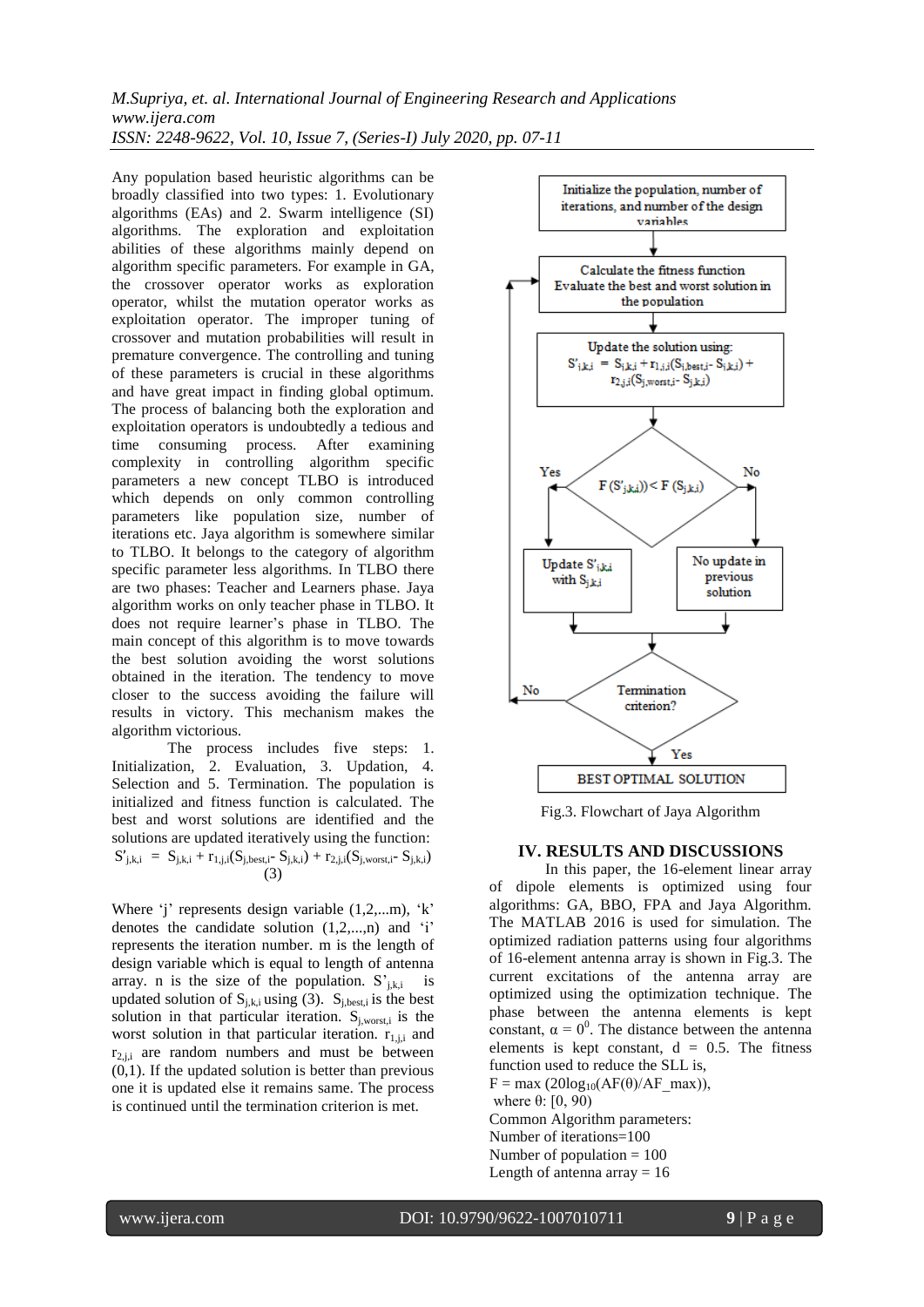Any population based heuristic algorithms can be broadly classified into two types: 1. Evolutionary algorithms (EAs) and 2. Swarm intelligence (SI) algorithms. The exploration and exploitation abilities of these algorithms mainly depend on algorithm specific parameters. For example in GA, the crossover operator works as exploration operator, whilst the mutation operator works as exploitation operator. The improper tuning of crossover and mutation probabilities will result in premature convergence. The controlling and tuning of these parameters is crucial in these algorithms and have great impact in finding global optimum. The process of balancing both the exploration and exploitation operators is undoubtedly a tedious and time consuming process. After examining complexity in controlling algorithm specific parameters a new concept TLBO is introduced which depends on only common controlling parameters like population size, number of iterations etc. Jaya algorithm is somewhere similar to TLBO. It belongs to the category of algorithm specific parameter less algorithms. In TLBO there are two phases: Teacher and Learners phase. Jaya algorithm works on only teacher phase in TLBO. It does not require learner's phase in TLBO. The main concept of this algorithm is to move towards the best solution avoiding the worst solutions obtained in the iteration. The tendency to move closer to the success avoiding the failure will results in victory. This mechanism makes the algorithm victorious.

The process includes five steps: 1. Initialization, 2. Evaluation, 3. Updation, 4. Selection and 5. Termination. The population is initialized and fitness function is calculated. The best and worst solutions are identified and the solutions are updated iteratively using the function:

$$S'_{j,k,i} = S_{j,k,i} + r_{1,j,i}(S_{j,best,i} - S_{j,k,i}) + r_{2,j,i}(S_{j,worst,i} - S_{j,k,i}) \quad (3)$$

Where 'j' represents design variable (1,2,...m), 'k' denotes the candidate solution (1,2,...,n) and 'i' represents the iteration number. m is the length of design variable which is equal to length of antenna array. n is the size of the population. $S'_{j,k,i}$ is updated solution of $S_{j,k,i}$ using (3). $S_{j,best,i}$ is the best solution in that particular iteration. $S_{j,worst,i}$ is the worst solution in that particular iteration. $r_{1,j,i}$ and $r_{2,j,i}$ are random numbers and must be between (0,1). If the updated solution is better than previous one it is updated else it remains same. The process is continued until the termination criterion is met.

Initialize the population, number of iterations, and number of the design variables

Calculate the fitness function
Evaluate the best and worst solution in the population

Update the solution using:
$S'_{j,k,i} = S_{j,k,i} + r_{1,j,i}(S_{j,best,i} - S_{j,k,i}) + r_{2,j,i}(S_{j,worst,i} - S_{j,k,i})$

$F(S'_{j,k,i}) < F(S_{j,k,i})$ — Yes: Update $S'_{j,k,i}$ with $S_{j,k,i}$; No: No update in previous solution

Termination criterion? — No: return to fitness calculation; Yes: BEST OPTIMAL SOLUTION

Fig.3. Flowchart of Jaya Algorithm

## IV. RESULTS AND DISCUSSIONS

In this paper, the 16-element linear array of dipole elements is optimized using four algorithms: GA, BBO, FPA and Jaya Algorithm. The MATLAB 2016 is used for simulation. The optimized radiation patterns using four algorithms of 16-element antenna array is shown in Fig.3. The current excitations of the antenna array are optimized using the optimization technique. The phase between the antenna elements is kept constant, $\alpha = 0^0$. The distance between the antenna elements is kept constant, d = 0.5. The fitness function used to reduce the SLL is,

$F = \max(20\log_{10}(AF(\theta)/AF\_max))$,

where θ: [0, 90)

Common Algorithm parameters:
Number of iterations=100
Number of population = 100
Length of antenna array = 16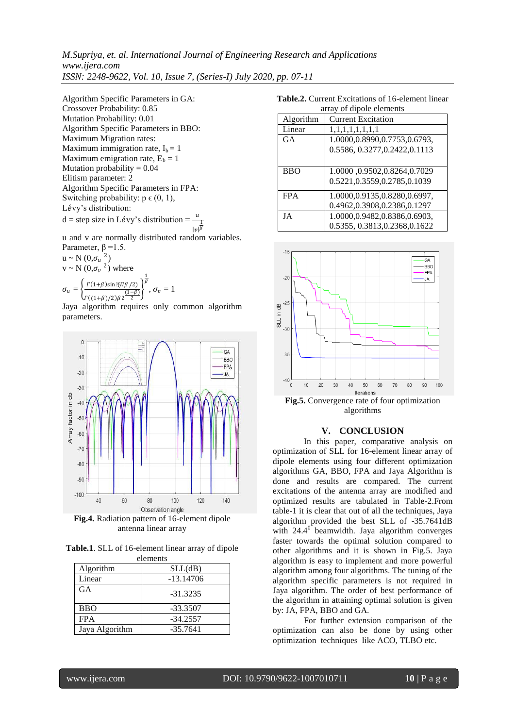Algorithm Specific Parameters in GA:
Crossover Probability: 0.85
Mutation Probability: 0.01
Algorithm Specific Parameters in BBO:
Maximum Migration rates:
Maximum immigration rate, $I_b = 1$
Maximum emigration rate, $E_b = 1$
Mutation probability = 0.04
Elitism parameter: 2
Algorithm Specific Parameters in FPA:
Switching probability: p ϵ (0, 1),
Lévy's distribution:

$$d = \text{step size in Lévy's distribution} = \frac{u}{|v|^{\frac{1}{\beta}}}$$

u and v are normally distributed random variables.
Parameter, β =1.5.
$u \sim N(0, \sigma_u^2)$
$v \sim N(0, \sigma_v^2)$ where

$$\sigma_u = \left\{ \frac{\Gamma(1+\beta)\sin(\Pi\beta/2)}{\Gamma((1+\beta)/2)\beta 2^{\frac{(1-\beta)}{2}}} \right\}^{\frac{1}{\beta}}, \sigma_v = 1$$

Jaya algorithm requires only common algorithm parameters.

**Fig.4.** Radiation pattern of 16-element dipole antenna linear array

**Table.1**. SLL of 16-element linear array of dipole elements

| Algorithm | SLL(dB) |
|---|---|
| Linear | -13.14706 |
| GA | -31.3235 |
| BBO | -33.3507 |
| FPA | -34.2557 |
| Jaya Algorithm | -35.7641 |

**Table.2.** Current Excitations of 16-element linear array of dipole elements

| Algorithm | Current Excitation |
|---|---|
| Linear | 1,1,1,1,1,1,1,1 |
| GA | 1.0000,0.8990,0.7753,0.6793, 0.5586, 0.3277,0.2422,0.1113 |
| BBO | 1.0000 ,0.9502,0.8264,0.7029 0.5221,0.3559,0.2785,0.1039 |
| FPA | 1.0000,0.9135,0.8280,0.6997, 0.4962,0.3908,0.2386,0.1297 |
| JA | 1.0000,0.9482,0.8386,0.6903, 0.5355, 0.3813,0.2368,0.1622 |

**Fig.5.** Convergence rate of four optimization algorithms

## V. CONCLUSION

In this paper, comparative analysis on optimization of SLL for 16-element linear array of dipole elements using four different optimization algorithms GA, BBO, FPA and Jaya Algorithm is done and results are compared. The current excitations of the antenna array are modified and optimized results are tabulated in Table-2.From table-1 it is clear that out of all the techniques, Jaya algorithm provided the best SLL of -35.7641dB with 24.4$^0$ beamwidth. Jaya algorithm converges faster towards the optimal solution compared to other algorithms and it is shown in Fig.5. Jaya algorithm is easy to implement and more powerful algorithm among four algorithms. The tuning of the algorithm specific parameters is not required in Jaya algorithm. The order of best performance of the algorithm in attaining optimal solution is given by: JA, FPA, BBO and GA.

For further extension comparison of the optimization can also be done by using other optimization techniques like ACO, TLBO etc.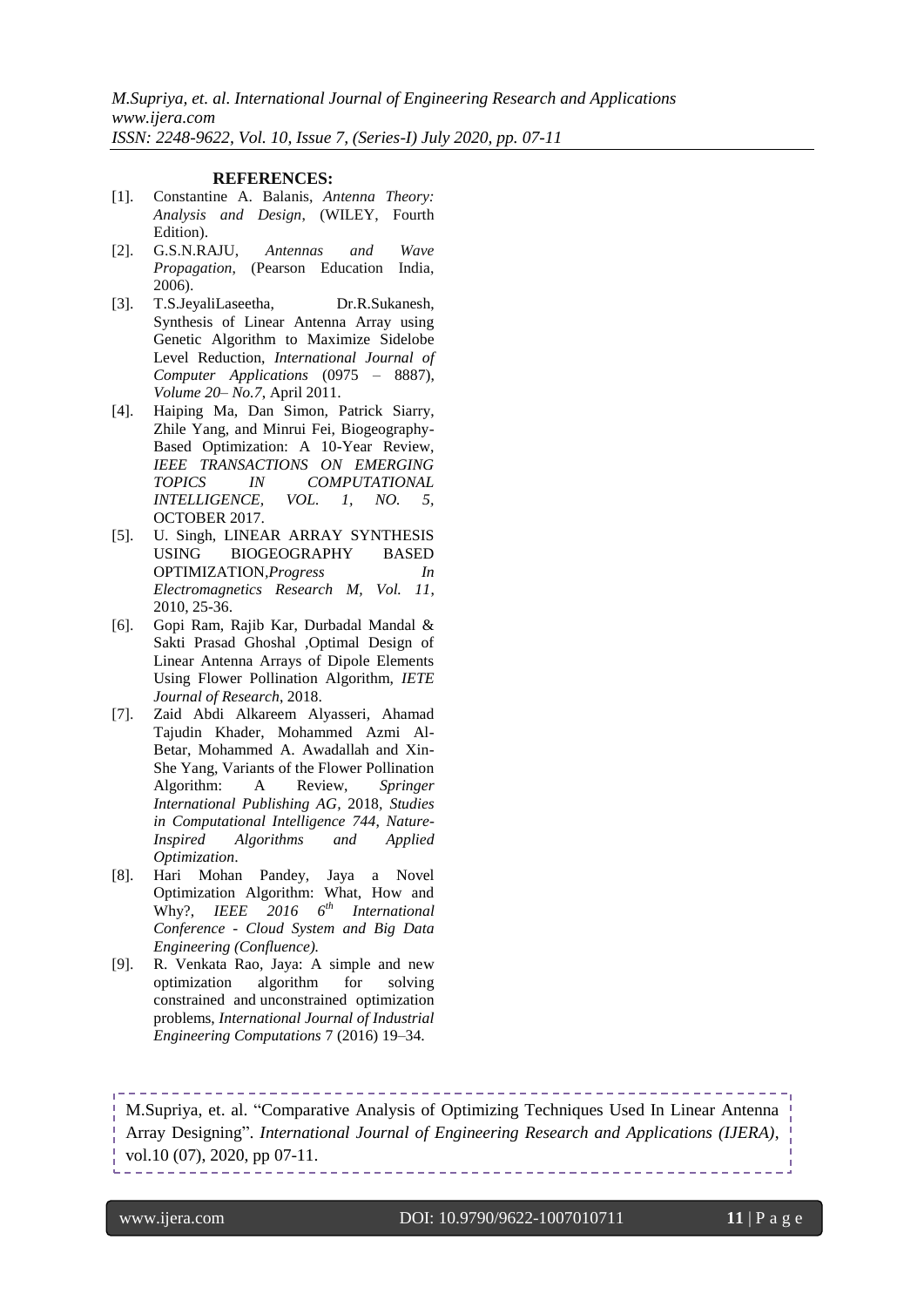**REFERENCES:**

[1]. Constantine A. Balanis, *Antenna Theory: Analysis and Design*, (WILEY, Fourth Edition).

[2]. G.S.N.RAJU, *Antennas and Wave Propagation*, (Pearson Education India, 2006).

[3]. T.S.JeyaliLaseetha, Dr.R.Sukanesh, Synthesis of Linear Antenna Array using Genetic Algorithm to Maximize Sidelobe Level Reduction, *International Journal of Computer Applications* (0975 – 8887), *Volume 20– No.7*, April 2011.

[4]. Haiping Ma, Dan Simon, Patrick Siarry, Zhile Yang, and Minrui Fei, Biogeography-Based Optimization: A 10-Year Review, *IEEE TRANSACTIONS ON EMERGING TOPICS IN COMPUTATIONAL INTELLIGENCE, VOL. 1, NO. 5,* OCTOBER 2017.

[5]. U. Singh, LINEAR ARRAY SYNTHESIS USING BIOGEOGRAPHY BASED OPTIMIZATION,*Progress In Electromagnetics Research M, Vol. 11*, 2010, 25-36.

[6]. Gopi Ram, Rajib Kar, Durbadal Mandal & Sakti Prasad Ghoshal ,Optimal Design of Linear Antenna Arrays of Dipole Elements Using Flower Pollination Algorithm, *IETE Journal of Research*, 2018.

[7]. Zaid Abdi Alkareem Alyasseri, Ahamad Tajudin Khader, Mohammed Azmi Al-Betar, Mohammed A. Awadallah and Xin-She Yang, Variants of the Flower Pollination Algorithm: A Review, *Springer International Publishing AG*, 2018, *Studies in Computational Intelligence 744, Nature-Inspired Algorithms and Applied Optimization*.

[8]. Hari Mohan Pandey, Jaya a Novel Optimization Algorithm: What, How and Why?, *IEEE 2016 6th International Conference - Cloud System and Big Data Engineering (Confluence).*

[9]. R. Venkata Rao, Jaya: A simple and new optimization algorithm for solving constrained and unconstrained optimization problems, *International Journal of Industrial Engineering Computations* 7 (2016) 19–34.

M.Supriya, et. al. "Comparative Analysis of Optimizing Techniques Used In Linear Antenna Array Designing". *International Journal of Engineering Research and Applications (IJERA)*, vol.10 (07), 2020, pp 07-11.